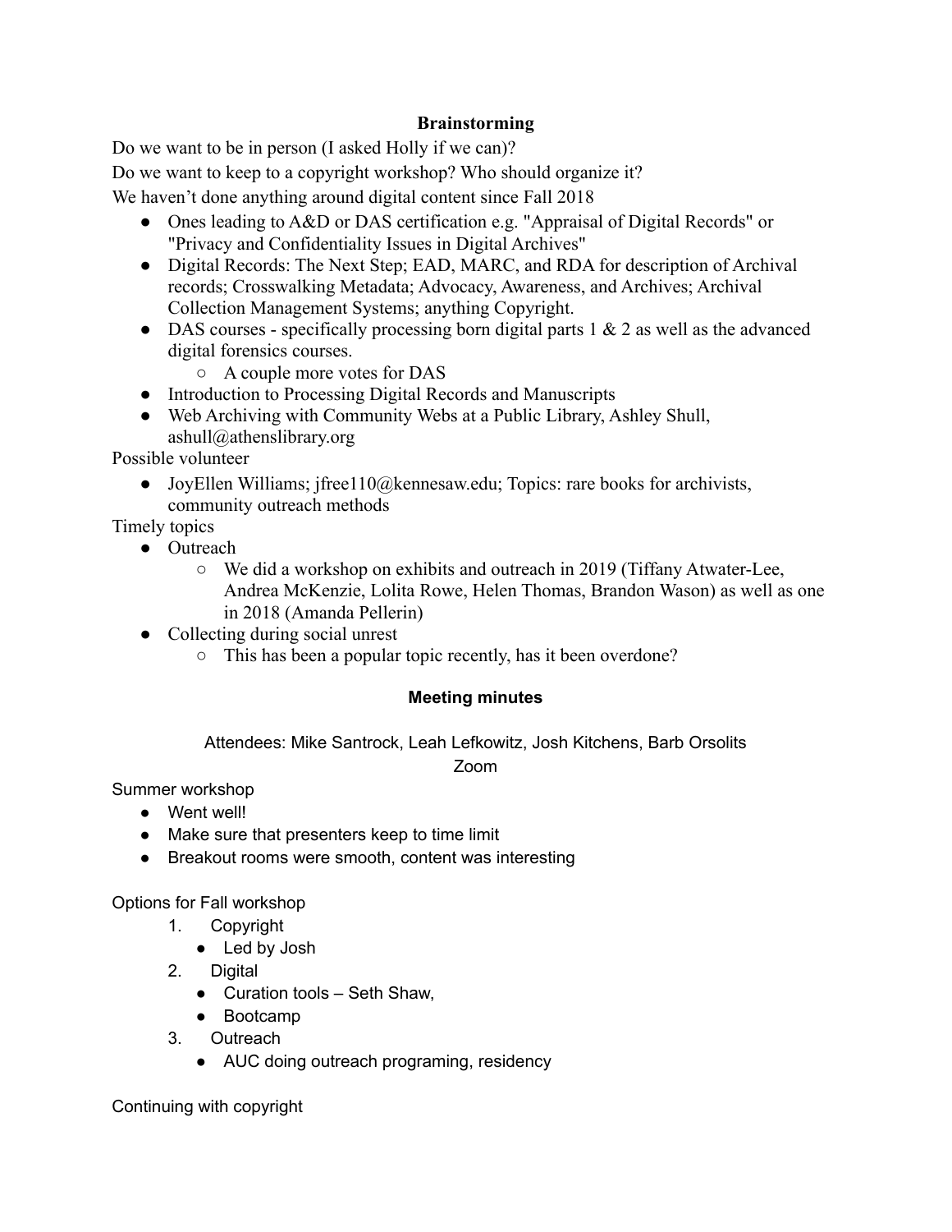## Brainstorming

Do we want to be in person (I asked Holly if we can)?

Do we want to keep to a copyright workshop? Who should organize it?

We haven't done anything around digital content since Fall 2018

- Ones leading to A&D or DAS certification e.g. "Appraisal of Digital Records" or "Privacy and Confidentiality Issues in Digital Archives"
- Digital Records: The Next Step; EAD, MARC, and RDA for description of Archival records; Crosswalking Metadata; Advocacy, Awareness, and Archives; Archival Collection Management Systems; anything Copyright.
- DAS courses - specifically processing born digital parts 1 & 2 as well as the advanced digital forensics courses.
    - A couple more votes for DAS
- Introduction to Processing Digital Records and Manuscripts
- Web Archiving with Community Webs at a Public Library, Ashley Shull, ashull@athenslibrary.org

Possible volunteer

- JoyEllen Williams; jfree110@kennesaw.edu; Topics: rare books for archivists, community outreach methods

Timely topics

- Outreach
    - We did a workshop on exhibits and outreach in 2019 (Tiffany Atwater-Lee, Andrea McKenzie, Lolita Rowe, Helen Thomas, Brandon Wason) as well as one in 2018 (Amanda Pellerin)
- Collecting during social unrest
    - This has been a popular topic recently, has it been overdone?

## Meeting minutes

Attendees: Mike Santrock, Leah Lefkowitz, Josh Kitchens, Barb Orsolits

Zoom

Summer workshop

- Went well!
- Make sure that presenters keep to time limit
- Breakout rooms were smooth, content was interesting

Options for Fall workshop

1. Copyright
    - Led by Josh
2. Digital
    - Curation tools – Seth Shaw,
    - Bootcamp
3. Outreach
    - AUC doing outreach programing, residency

Continuing with copyright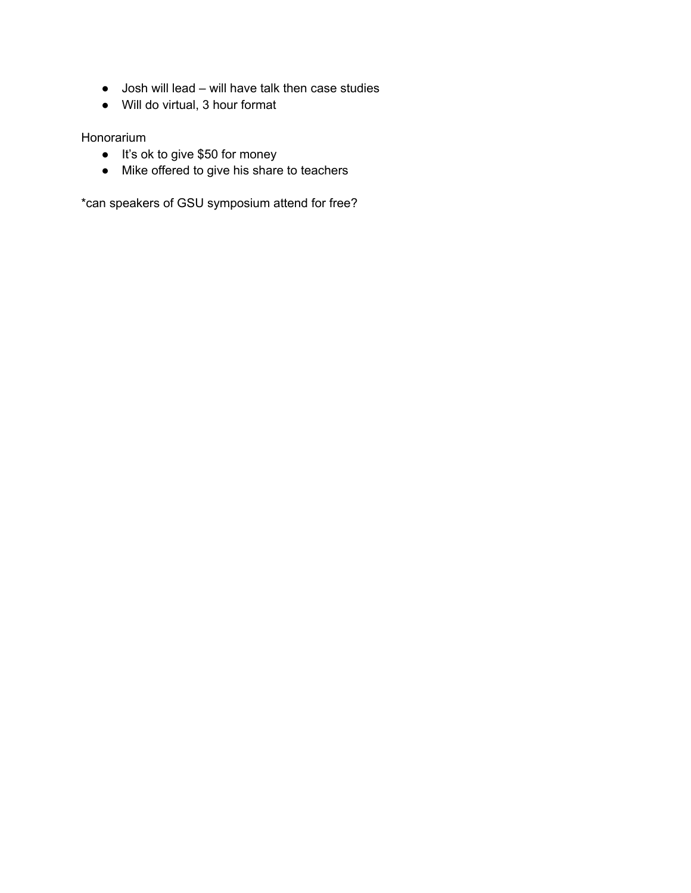- Josh will lead – will have talk then case studies
- Will do virtual, 3 hour format

Honorarium

- It's ok to give $50 for money
- Mike offered to give his share to teachers

*can speakers of GSU symposium attend for free?